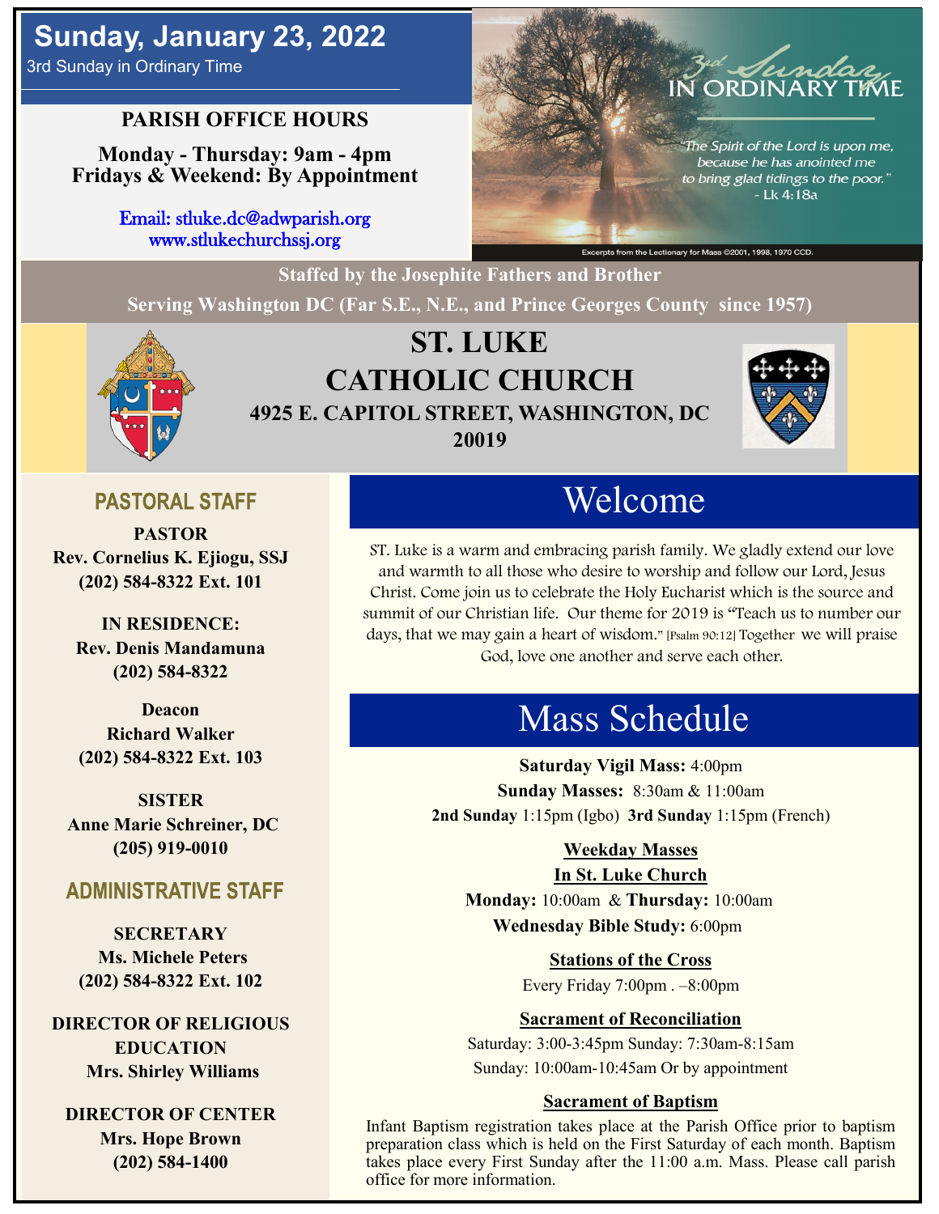# Sunday, January 23, 2022

3rd Sunday in Ordinary Time

**PARISH OFFICE HOURS**

**Monday - Thursday: 9am - 4pm**
**Fridays & Weekend: By Appointment**

Email: stluke.dc@adwparish.org
www.stlukechurchssj.org

3rd Sunday IN ORDINARY TIME

*"The Spirit of the Lord is upon me, because he has anointed me to bring glad tidings to the poor."* - Lk 4:18a

Excerpts from the Lectionary for Mass ©2001, 1998, 1970 CCD.

**Staffed by the Josephite Fathers and Brother**
**Serving Washington DC (Far S.E., N.E., and Prince Georges County since 1957)**

# ST. LUKE CATHOLIC CHURCH

**4925 E. CAPITOL STREET, WASHINGTON, DC 20019**

## PASTORAL STAFF

**PASTOR**
**Rev. Cornelius K. Ejiogu, SSJ**
**(202) 584-8322 Ext. 101**

**IN RESIDENCE:**
**Rev. Denis Mandamuna**
**(202) 584-8322**

**Deacon**
**Richard Walker**
**(202) 584-8322 Ext. 103**

**SISTER**
**Anne Marie Schreiner, DC**
**(205) 919-0010**

## ADMINISTRATIVE STAFF

**SECRETARY**
**Ms. Michele Peters**
**(202) 584-8322 Ext. 102**

**DIRECTOR OF RELIGIOUS EDUCATION**
**Mrs. Shirley Williams**

**DIRECTOR OF CENTER**
**Mrs. Hope Brown**
**(202) 584-1400**

## Welcome

ST. Luke is a warm and embracing parish family. We gladly extend our love and warmth to all those who desire to worship and follow our Lord, Jesus Christ. Come join us to celebrate the Holy Eucharist which is the source and summit of our Christian life. Our theme for 2019 is "Teach us to number our days, that we may gain a heart of wisdom." [Psalm 90:12] Together we will praise God, love one another and serve each other.

## Mass Schedule

**Saturday Vigil Mass:** 4:00pm
**Sunday Masses:** 8:30am & 11:00am
**2nd Sunday** 1:15pm (Igbo) **3rd Sunday** 1:15pm (French)

**Weekday Masses**
**In St. Luke Church**
**Monday:** 10:00am & **Thursday:** 10:00am
**Wednesday Bible Study:** 6:00pm

**Stations of the Cross**
Every Friday 7:00pm . –8:00pm

**Sacrament of Reconciliation**
Saturday: 3:00-3:45pm Sunday: 7:30am-8:15am
Sunday: 10:00am-10:45am Or by appointment

**Sacrament of Baptism**
Infant Baptism registration takes place at the Parish Office prior to baptism preparation class which is held on the First Saturday of each month. Baptism takes place every First Sunday after the 11:00 a.m. Mass. Please call parish office for more information.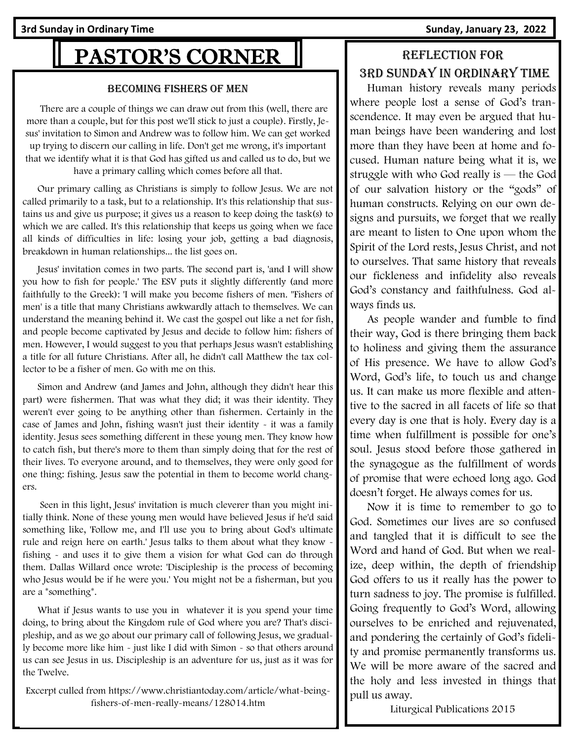3rd Sunday in Ordinary Time — Sunday, January 23, 2022

# PASTOR'S CORNER

## Becoming Fishers of Men

There are a couple of things we can draw out from this (well, there are more than a couple, but for this post we'll stick to just a couple). Firstly, Jesus' invitation to Simon and Andrew was to follow him. We can get worked up trying to discern our calling in life. Don't get me wrong, it's important that we identify what it is that God has gifted us and called us to do, but we have a primary calling which comes before all that.

Our primary calling as Christians is simply to follow Jesus. We are not called primarily to a task, but to a relationship. It's this relationship that sustains us and give us purpose; it gives us a reason to keep doing the task(s) to which we are called. It's this relationship that keeps us going when we face all kinds of difficulties in life: losing your job, getting a bad diagnosis, breakdown in human relationships... the list goes on.

Jesus' invitation comes in two parts. The second part is, 'and I will show you how to fish for people.' The ESV puts it slightly differently (and more faithfully to the Greek): 'I will make you become fishers of men. "Fishers of men' is a title that many Christians awkwardly attach to themselves. We can understand the meaning behind it. We cast the gospel out like a net for fish, and people become captivated by Jesus and decide to follow him: fishers of men. However, I would suggest to you that perhaps Jesus wasn't establishing a title for all future Christians. After all, he didn't call Matthew the tax collector to be a fisher of men. Go with me on this.

Simon and Andrew (and James and John, although they didn't hear this part) were fishermen. That was what they did; it was their identity. They weren't ever going to be anything other than fishermen. Certainly in the case of James and John, fishing wasn't just their identity - it was a family identity. Jesus sees something different in these young men. They know how to catch fish, but there's more to them than simply doing that for the rest of their lives. To everyone around, and to themselves, they were only good for one thing: fishing. Jesus saw the potential in them to become world changers.

Seen in this light, Jesus' invitation is much cleverer than you might initially think. None of these young men would have believed Jesus if he'd said something like, 'Follow me, and I'll use you to bring about God's ultimate rule and reign here on earth.' Jesus talks to them about what they know - fishing - and uses it to give them a vision for what God can do through them. Dallas Willard once wrote: 'Discipleship is the process of becoming who Jesus would be if he were you.' You might not be a fisherman, but you are a *something*.

What if Jesus wants to use you in whatever it is you spend your time doing, to bring about the Kingdom rule of God where you are? That's discipleship, and as we go about our primary call of following Jesus, we gradually become more like him - just like I did with Simon - so that others around us can see Jesus in us. Discipleship is an adventure for us, just as it was for the Twelve.

Excerpt culled from https://www.christiantoday.com/article/what-being-fishers-of-men-really-means/128014.htm

## Reflection for 3rd Sunday in Ordinary Time

Human history reveals many periods where people lost a sense of God's transcendence. It may even be argued that human beings have been wandering and lost more than they have been at home and focused. Human nature being what it is, we struggle with who God really is — the God of our salvation history or the "gods" of human constructs. Relying on our own designs and pursuits, we forget that we really are meant to listen to One upon whom the Spirit of the Lord rests, Jesus Christ, and not to ourselves. That same history that reveals our fickleness and infidelity also reveals God's constancy and faithfulness. God always finds us.

As people wander and fumble to find their way, God is there bringing them back to holiness and giving them the assurance of His presence. We have to allow God's Word, God's life, to touch us and change us. It can make us more flexible and attentive to the sacred in all facets of life so that every day is one that is holy. Every day is a time when fulfillment is possible for one's soul. Jesus stood before those gathered in the synagogue as the fulfillment of words of promise that were echoed long ago. God doesn't forget. He always comes for us.

Now it is time to remember to go to God. Sometimes our lives are so confused and tangled that it is difficult to see the Word and hand of God. But when we realize, deep within, the depth of friendship God offers to us it really has the power to turn sadness to joy. The promise is fulfilled. Going frequently to God's Word, allowing ourselves to be enriched and rejuvenated, and pondering the certainly of God's fidelity and promise permanently transforms us. We will be more aware of the sacred and the holy and less invested in things that pull us away.

Liturgical Publications 2015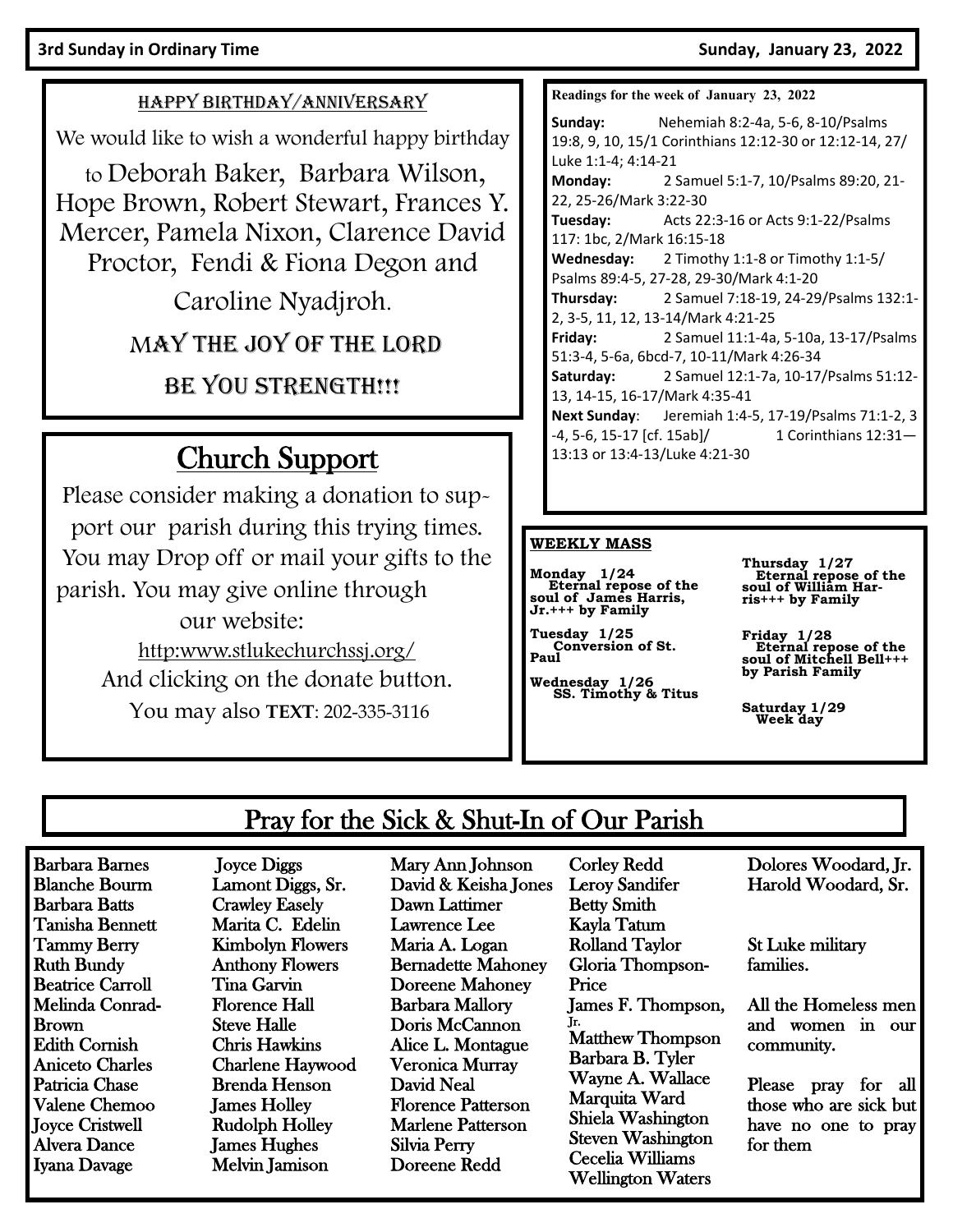3rd Sunday in Ordinary Time Sunday, January 23, 2022

## HAPPY BIRTHDAY/ANNIVERSARY

We would like to wish a wonderful happy birthday to Deborah Baker, Barbara Wilson, Hope Brown, Robert Stewart, Frances Y. Mercer, Pamela Nixon, Clarence David Proctor, Fendi & Fiona Degon and Caroline Nyadjroh.

MAY THE JOY OF THE LORD BE YOU STRENGTH!!!

## Church Support

Please consider making a donation to support our parish during this trying times. You may Drop off or mail your gifts to the parish. You may give online through our website:

http:www.stlukechurchssj.org/

And clicking on the donate button.

You may also **TEXT**: 202-335-3116

**Readings for the week of January 23, 2022**

**Sunday:** Nehemiah 8:2-4a, 5-6, 8-10/Psalms 19:8, 9, 10, 15/1 Corinthians 12:12-30 or 12:12-14, 27/ Luke 1:1-4; 4:14-21
**Monday:** 2 Samuel 5:1-7, 10/Psalms 89:20, 21-22, 25-26/Mark 3:22-30
**Tuesday:** Acts 22:3-16 or Acts 9:1-22/Psalms 117: 1bc, 2/Mark 16:15-18
**Wednesday:** 2 Timothy 1:1-8 or Timothy 1:1-5/ Psalms 89:4-5, 27-28, 29-30/Mark 4:1-20
**Thursday:** 2 Samuel 7:18-19, 24-29/Psalms 132:1-2, 3-5, 11, 12, 13-14/Mark 4:21-25
**Friday:** 2 Samuel 11:1-4a, 5-10a, 13-17/Psalms 51:3-4, 5-6a, 6bcd-7, 10-11/Mark 4:26-34
**Saturday:** 2 Samuel 12:1-7a, 10-17/Psalms 51:12-13, 14-15, 16-17/Mark 4:35-41
**Next Sunday**: Jeremiah 1:4-5, 17-19/Psalms 71:1-2, 3-4, 5-6, 15-17 [cf. 15ab]/ 1 Corinthians 12:31—13:13 or 13:4-13/Luke 4:21-30

**WEEKLY MASS**

**Monday 1/24**
Eternal repose of the soul of James Harris, Jr.+++ by Family

**Tuesday 1/25**
Conversion of St. Paul

**Wednesday 1/26**
SS. Timothy & Titus

**Thursday 1/27**
Eternal repose of the soul of William Harris+++ by Family

**Friday 1/28**
Eternal repose of the soul of Mitchell Bell+++ by Parish Family

**Saturday 1/29**
Week day

## Pray for the Sick & Shut-In of Our Parish

Barbara Barnes
Blanche Bourm
Barbara Batts
Tanisha Bennett
Tammy Berry
Ruth Bundy
Beatrice Carroll
Melinda Conrad-Brown
Edith Cornish
Aniceto Charles
Patricia Chase
Valene Chemoo
Joyce Cristwell
Alvera Dance
Iyana Davage
Joyce Diggs
Lamont Diggs, Sr.
Crawley Easely
Marita C. Edelin
Kimbolyn Flowers
Anthony Flowers
Tina Garvin
Florence Hall
Steve Halle
Chris Hawkins
Charlene Haywood
Brenda Henson
James Holley
Rudolph Holley
James Hughes
Melvin Jamison
Mary Ann Johnson
David & Keisha Jones
Dawn Lattimer
Lawrence Lee
Maria A. Logan
Bernadette Mahoney
Doreene Mahoney
Barbara Mallory
Doris McCannon
Alice L. Montague
Veronica Murray
David Neal
Florence Patterson
Marlene Patterson
Silvia Perry
Doreene Redd
Corley Redd
Leroy Sandifer
Betty Smith
Kayla Tatum
Rolland Taylor
Gloria Thompson-Price
James F. Thompson, Jr.
Matthew Thompson
Barbara B. Tyler
Wayne A. Wallace
Marquita Ward
Shiela Washington
Steven Washington
Cecelia Williams
Wellington Waters
Dolores Woodard, Jr.
Harold Woodard, Sr.

St Luke military families.

All the Homeless men and women in our community.

Please pray for all those who are sick but have no one to pray for them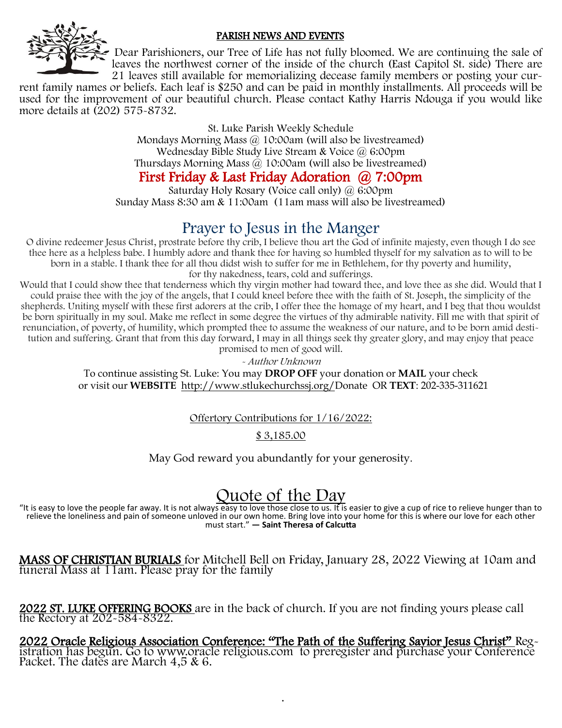## PARISH NEWS AND EVENTS

Dear Parishioners, our Tree of Life has not fully bloomed. We are continuing the sale of leaves the northwest corner of the inside of the church (East Capitol St. side) There are 21 leaves still available for memorializing decease family members or posting your current family names or beliefs. Each leaf is $250 and can be paid in monthly installments. All proceeds will be used for the improvement of our beautiful church. Please contact Kathy Harris Ndouga if you would like more details at (202) 575-8732.

St. Luke Parish Weekly Schedule

Mondays Morning Mass @ 10:00am (will also be livestreamed)

Wednesday Bible Study Live Stream & Voice @ 6:00pm

Thursdays Morning Mass @ 10:00am (will also be livestreamed)

**First Friday & Last Friday Adoration @ 7:00pm**

Saturday Holy Rosary (Voice call only) @ 6:00pm

Sunday Mass 8:30 am & 11:00am (11am mass will also be livestreamed)

# Prayer to Jesus in the Manger

O divine redeemer Jesus Christ, prostrate before thy crib, I believe thou art the God of infinite majesty, even though I do see thee here as a helpless babe. I humbly adore and thank thee for having so humbled thyself for my salvation as to will to be born in a stable. I thank thee for all thou didst wish to suffer for me in Bethlehem, for thy poverty and humility, for thy nakedness, tears, cold and sufferings.

Would that I could show thee that tenderness which thy virgin mother had toward thee, and love thee as she did. Would that I could praise thee with the joy of the angels, that I could kneel before thee with the faith of St. Joseph, the simplicity of the shepherds. Uniting myself with these first adorers at the crib, I offer thee the homage of my heart, and I beg that thou wouldst be born spiritually in my soul. Make me reflect in some degree the virtues of thy admirable nativity. Fill me with that spirit of renunciation, of poverty, of humility, which prompted thee to assume the weakness of our nature, and to be born amid destitution and suffering. Grant that from this day forward, I may in all things seek thy greater glory, and may enjoy that peace promised to men of good will.

*- Author Unknown*

To continue assisting St. Luke: You may **DROP OFF** your donation or **MAIL** your check or visit our **WEBSITE** http://www.stlukechurchssj.org/Donate OR **TEXT**: 202-335-311621

Offertory Contributions for 1/16/2022:

$ 3,185.00

May God reward you abundantly for your generosity.

# Quote of the Day

"It is easy to love the people far away. It is not always easy to love those close to us. It is easier to give a cup of rice to relieve hunger than to relieve the loneliness and pain of someone unloved in our own home. Bring love into your home for this is where our love for each other must start." **— Saint Theresa of Calcutta**

**MASS OF CHRISTIAN BURIALS** for Mitchell Bell on Friday, January 28, 2022 Viewing at 10am and funeral Mass at 11am. Please pray for the family

**2022 ST. LUKE OFFERING BOOKS** are in the back of church. If you are not finding yours please call the Rectory at 202-584-8322.

**2022 Oracle Religious Association Conference: "The Path of the Suffering Savior Jesus Christ"** Registration has begun. Go to www.oracle religious.com to preregister and purchase your Conference Packet. The dates are March 4,5 & 6.